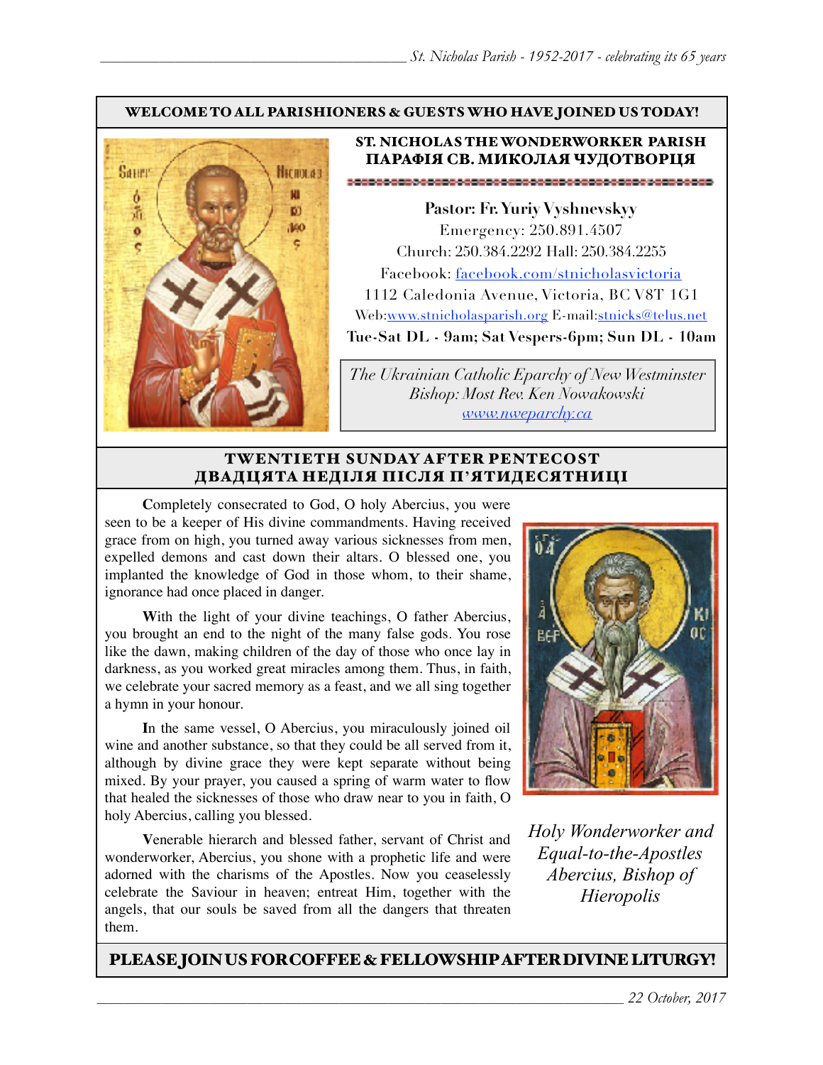**WELCOME TO ALL PARISHIONERS & GUESTS WHO HAVE JOINED US TODAY!**

## ST. NICHOLAS THE WONDERWORKER PARISH
## ПАРАФІЯ СВ. МИКОЛАЯ ЧУДОТВОРЦЯ

**Pastor: Fr. Yuriy Vyshnevskyy**
Emergency: 250.891.4507
Church: 250.384.2292 Hall: 250.384.2255
Facebook: [facebook.com/stnicholasvictoria](facebook.com/stnicholasvictoria)
1112 Caledonia Avenue, Victoria, BC V8T 1G1
Web:[www.stnicholasparish.org](www.stnicholasparish.org) E-mail:[stnicks@telus.net](mailto:stnicks@telus.net)
**Tue-Sat DL - 9am; Sat Vespers-6pm; Sun DL - 10am**

*The Ukrainian Catholic Eparchy of New Westminster*
*Bishop: Most Rev. Ken Nowakowski*
*[www.nweparchy.ca](www.nweparchy.ca)*

## TWENTIETH SUNDAY AFTER PENTECOST
## ДВАДЦЯТА НЕДІЛЯ ПІСЛЯ П'ЯТИДЕСЯТНИЦІ

**C**ompletely consecrated to God, O holy Abercius, you were seen to be a keeper of His divine commandments. Having received grace from on high, you turned away various sicknesses from men, expelled demons and cast down their altars. O blessed one, you implanted the knowledge of God in those whom, to their shame, ignorance had once placed in danger.

**W**ith the light of your divine teachings, O father Abercius, you brought an end to the night of the many false gods. You rose like the dawn, making children of the day of those who once lay in darkness, as you worked great miracles among them. Thus, in faith, we celebrate your sacred memory as a feast, and we all sing together a hymn in your honour.

**I**n the same vessel, O Abercius, you miraculously joined oil wine and another substance, so that they could be all served from it, although by divine grace they were kept separate without being mixed. By your prayer, you caused a spring of warm water to flow that healed the sicknesses of those who draw near to you in faith, O holy Abercius, calling you blessed.

**V**enerable hierarch and blessed father, servant of Christ and wonderworker, Abercius, you shone with a prophetic life and were adorned with the charisms of the Apostles. Now you ceaselessly celebrate the Saviour in heaven; entreat Him, together with the angels, that our souls be saved from all the dangers that threaten them.

*Holy Wonderworker and Equal-to-the-Apostles Abercius, Bishop of Hieropolis*

**PLEASE JOIN US FOR COFFEE & FELLOWSHIP AFTER DIVINE LITURGY!**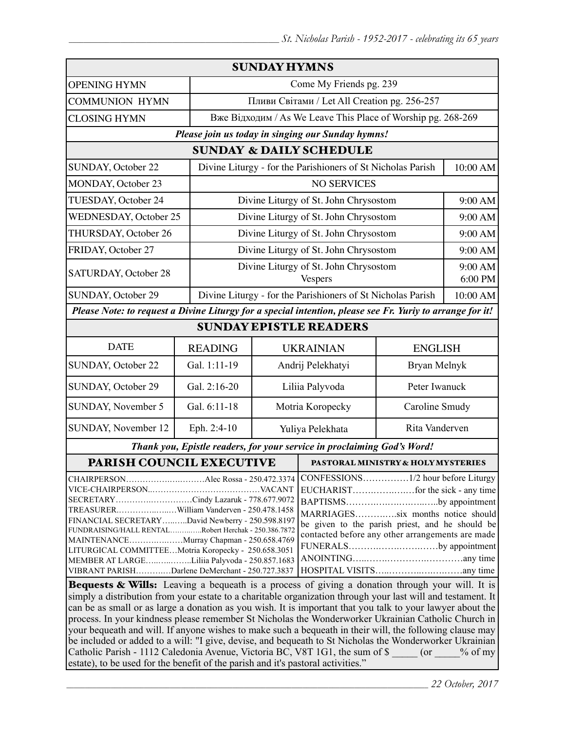## SUNDAY HYMNS

| | |
|---|---|
| OPENING HYMN | Come My Friends pg. 239 |
| COMMUNION HYMN | Пливи Світами / Let All Creation pg. 256-257 |
| CLOSING HYMN | Вже Відходим / As We Leave This Place of Worship pg. 268-269 |

***Please join us today in singing our Sunday hymns!***

## SUNDAY & DAILY SCHEDULE

| | | |
|---|---|---|
| SUNDAY, October 22 | Divine Liturgy - for the Parishioners of St Nicholas Parish | 10:00 AM |
| MONDAY, October 23 | NO SERVICES | |
| TUESDAY, October 24 | Divine Liturgy of St. John Chrysostom | 9:00 AM |
| WEDNESDAY, October 25 | Divine Liturgy of St. John Chrysostom | 9:00 AM |
| THURSDAY, October 26 | Divine Liturgy of St. John Chrysostom | 9:00 AM |
| FRIDAY, October 27 | Divine Liturgy of St. John Chrysostom | 9:00 AM |
| SATURDAY, October 28 | Divine Liturgy of St. John Chrysostom<br>Vespers | 9:00 AM<br>6:00 PM |
| SUNDAY, October 29 | Divine Liturgy - for the Parishioners of St Nicholas Parish | 10:00 AM |

***Please Note: to request a Divine Liturgy for a special intention, please see Fr. Yuriy to arrange for it!***

## SUNDAY EPISTLE READERS

| DATE | READING | UKRAINIAN | ENGLISH |
|---|---|---|---|
| SUNDAY, October 22 | Gal. 1:11-19 | Andrij Pelekhatyi | Bryan Melnyk |
| SUNDAY, October 29 | Gal. 2:16-20 | Liliia Palyvoda | Peter Iwanuck |
| SUNDAY, November 5 | Gal. 6:11-18 | Motria Koropecky | Caroline Smudy |
| SUNDAY, November 12 | Eph. 2:4-10 | Yuliya Pelekhata | Rita Vanderven |

***Thank you, Epistle readers, for your service in proclaiming God's Word!***

## PARISH COUNCIL EXECUTIVE

CHAIRPERSON……………..………Alec Rossa - 250.472.3374
VICE-CHAIRPERSON..…………………………………VACANT
SECRETARY……………………Cindy Lazaruk - 778.677.9072
TREASURER.…………..….…William Vanderven - 250.478.1458
FINANCIAL SECRETARY…..…..David Newberry - 250.598.8197
FUNDRAISING/HALL RENTAL……..…..Robert Herchak - 250.386.7872
MAINTENANCE……….………Murray Chapman - 250.658.4769
LITURGICAL COMMITTEE…Motria Koropecky - 250.658.3051
MEMBER AT LARGE…..…..……..Liliia Palyvoda - 250.857.1683
VIBRANT PARISH…………Darlene DeMerchant - 250.727.3837

## PASTORAL MINISTRY & HOLY MYSTERIES

CONFESSIONS……………1/2 hour before Liturgy
EUCHARIST……..……..…for the sick - any time
BAPTISMS…………..……..……..…..by appointment
MARRIAGES………..…six months notice should be given to the parish priest, and he should be contacted before any other arrangements are made
FUNERALS……………..……..……by appointment
ANOINTING…..……..…………..…………any time
HOSPITAL VISITS…..……..……..……..……any time

**Bequests & Wills:** Leaving a bequeath is a process of giving a donation through your will. It is simply a distribution from your estate to a charitable organization through your last will and testament. It can be as small or as large a donation as you wish. It is important that you talk to your lawyer about the process. In your kindness please remember St Nicholas the Wonderworker Ukrainian Catholic Church in your bequeath and will. If anyone wishes to make such a bequeath in their will, the following clause may be included or added to a will: "I give, devise, and bequeath to St Nicholas the Wonderworker Ukrainian Catholic Parish - 1112 Caledonia Avenue, Victoria BC, V8T 1G1, the sum of $ _____ (or _____% of my estate), to be used for the benefit of the parish and it's pastoral activities."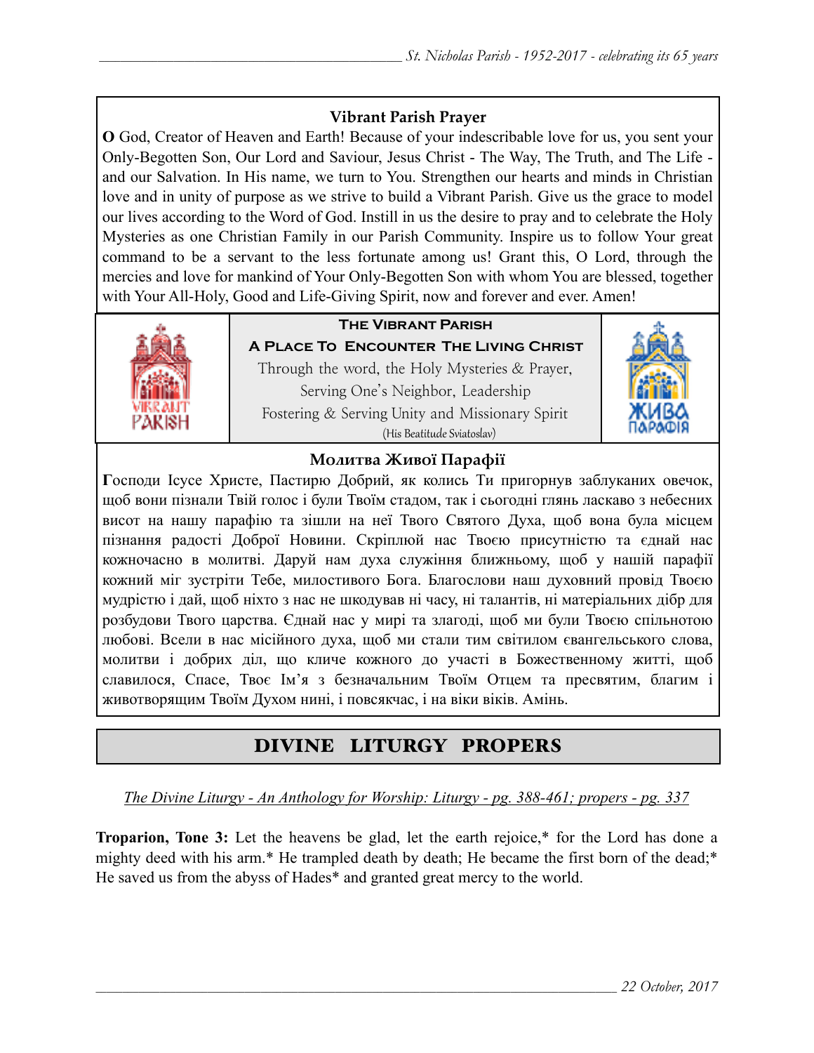### Vibrant Parish Prayer

**O** God, Creator of Heaven and Earth! Because of your indescribable love for us, you sent your Only-Begotten Son, Our Lord and Saviour, Jesus Christ - The Way, The Truth, and The Life - and our Salvation. In His name, we turn to You. Strengthen our hearts and minds in Christian love and in unity of purpose as we strive to build a Vibrant Parish. Give us the grace to model our lives according to the Word of God. Instill in us the desire to pray and to celebrate the Holy Mysteries as one Christian Family in our Parish Community. Inspire us to follow Your great command to be a servant to the less fortunate among us! Grant this, O Lord, through the mercies and love for mankind of Your Only-Begotten Son with whom You are blessed, together with Your All-Holy, Good and Life-Giving Spirit, now and forever and ever. Amen!

**The Vibrant Parish**

**A Place To Encounter The Living Christ**

Through the word, the Holy Mysteries & Prayer,
Serving One's Neighbor, Leadership
Fostering & Serving Unity and Missionary Spirit
(His Beatitude Sviatoslav)

### Молитва Живої Парафії

**Г**осподи Ісусе Христе, Пастирю Добрий, як колись Ти пригорнув заблуканих овечок, щоб вони пізнали Твій голос і були Твоїм стадом, так і сьогодні глянь ласкаво з небесних висот на нашу парафію та зішли на неї Твого Святого Духа, щоб вона була місцем пізнання радості Доброї Новини. Скріплюй нас Твоєю присутністю та єднай нас кожночасно в молитві. Даруй нам духа служіння ближньому, щоб у нашій парафії кожний міг зустріти Тебе, милостивого Бога. Благослови наш духовний провід Твоєю мудрістю і дай, щоб ніхто з нас не шкодував ні часу, ні талантів, ні матеріальних дібр для розбудови Твого царства. Єднай нас у мирі та злагоді, щоб ми були Твоєю спільнотою любові. Всели в нас місійного духа, щоб ми стали тим світилом євангельського слова, молитви і добрих діл, що кличе кожного до участі в Божественному житті, щоб славилося, Спасе, Твоє Ім'я з безначальним Твоїм Отцем та пресвятим, благим і животворящим Твоїм Духом нині, і повсякчас, і на віки віків. Амінь.

## DIVINE LITURGY PROPERS

*The Divine Liturgy - An Anthology for Worship: Liturgy - pg. 388-461; propers - pg. 337*

**Troparion, Tone 3:** Let the heavens be glad, let the earth rejoice,* for the Lord has done a mighty deed with his arm.* He trampled death by death; He became the first born of the dead;* He saved us from the abyss of Hades* and granted great mercy to the world.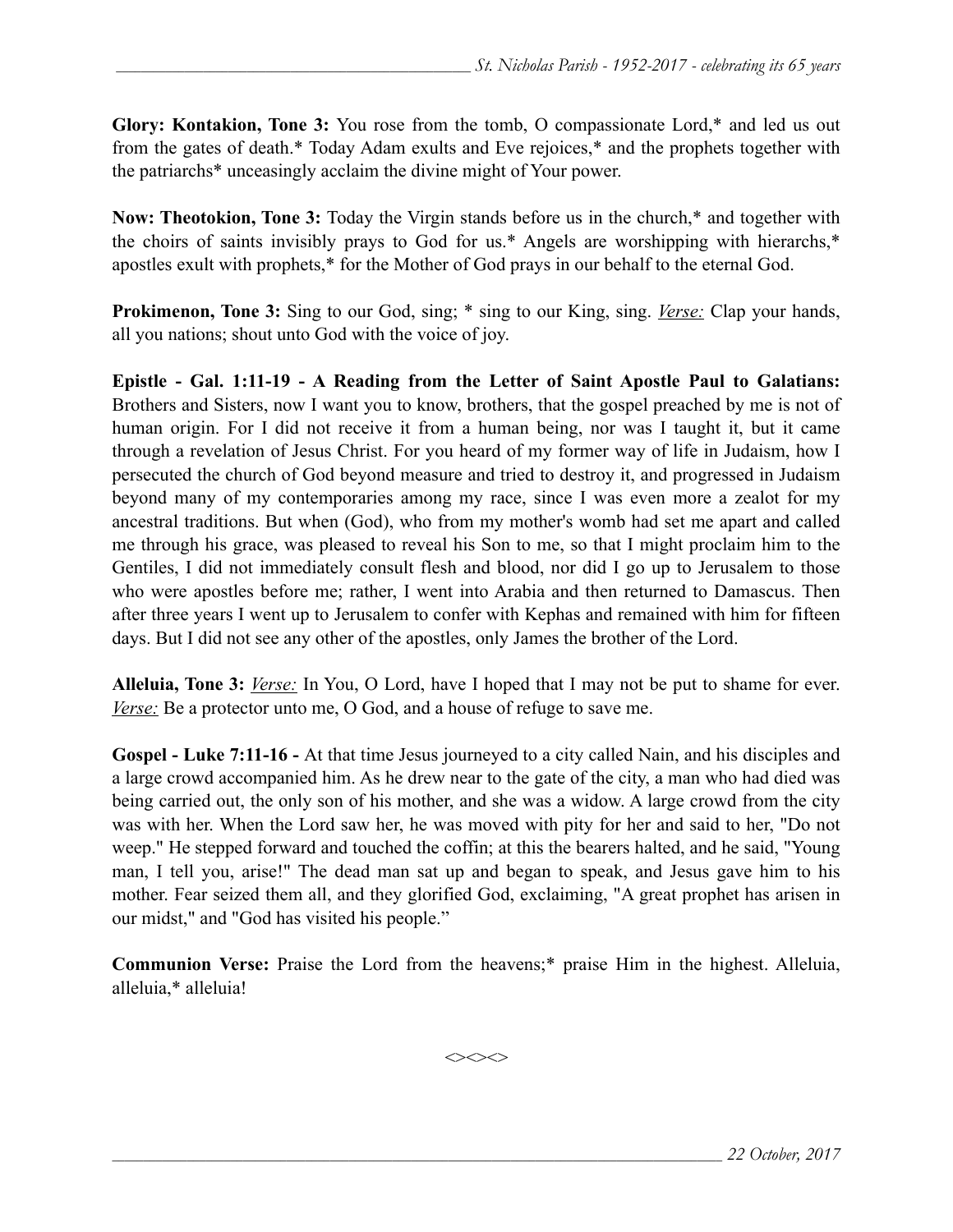**Glory: Kontakion, Tone 3:** You rose from the tomb, O compassionate Lord,* and led us out from the gates of death.* Today Adam exults and Eve rejoices,* and the prophets together with the patriarchs* unceasingly acclaim the divine might of Your power.

**Now: Theotokion, Tone 3:** Today the Virgin stands before us in the church,* and together with the choirs of saints invisibly prays to God for us.* Angels are worshipping with hierarchs,* apostles exult with prophets,* for the Mother of God prays in our behalf to the eternal God.

**Prokimenon, Tone 3:** Sing to our God, sing; * sing to our King, sing. *Verse:* Clap your hands, all you nations; shout unto God with the voice of joy.

**Epistle - Gal. 1:11-19 - A Reading from the Letter of Saint Apostle Paul to Galatians:** Brothers and Sisters, now I want you to know, brothers, that the gospel preached by me is not of human origin. For I did not receive it from a human being, nor was I taught it, but it came through a revelation of Jesus Christ. For you heard of my former way of life in Judaism, how I persecuted the church of God beyond measure and tried to destroy it, and progressed in Judaism beyond many of my contemporaries among my race, since I was even more a zealot for my ancestral traditions. But when (God), who from my mother's womb had set me apart and called me through his grace, was pleased to reveal his Son to me, so that I might proclaim him to the Gentiles, I did not immediately consult flesh and blood, nor did I go up to Jerusalem to those who were apostles before me; rather, I went into Arabia and then returned to Damascus. Then after three years I went up to Jerusalem to confer with Kephas and remained with him for fifteen days. But I did not see any other of the apostles, only James the brother of the Lord.

**Alleluia, Tone 3:** *Verse:* In You, O Lord, have I hoped that I may not be put to shame for ever. *Verse:* Be a protector unto me, O God, and a house of refuge to save me.

**Gospel - Luke 7:11-16 -** At that time Jesus journeyed to a city called Nain, and his disciples and a large crowd accompanied him. As he drew near to the gate of the city, a man who had died was being carried out, the only son of his mother, and she was a widow. A large crowd from the city was with her. When the Lord saw her, he was moved with pity for her and said to her, "Do not weep." He stepped forward and touched the coffin; at this the bearers halted, and he said, "Young man, I tell you, arise!" The dead man sat up and began to speak, and Jesus gave him to his mother. Fear seized them all, and they glorified God, exclaiming, "A great prophet has arisen in our midst," and "God has visited his people."

**Communion Verse:** Praise the Lord from the heavens;* praise Him in the highest. Alleluia, alleluia,* alleluia!

<><><>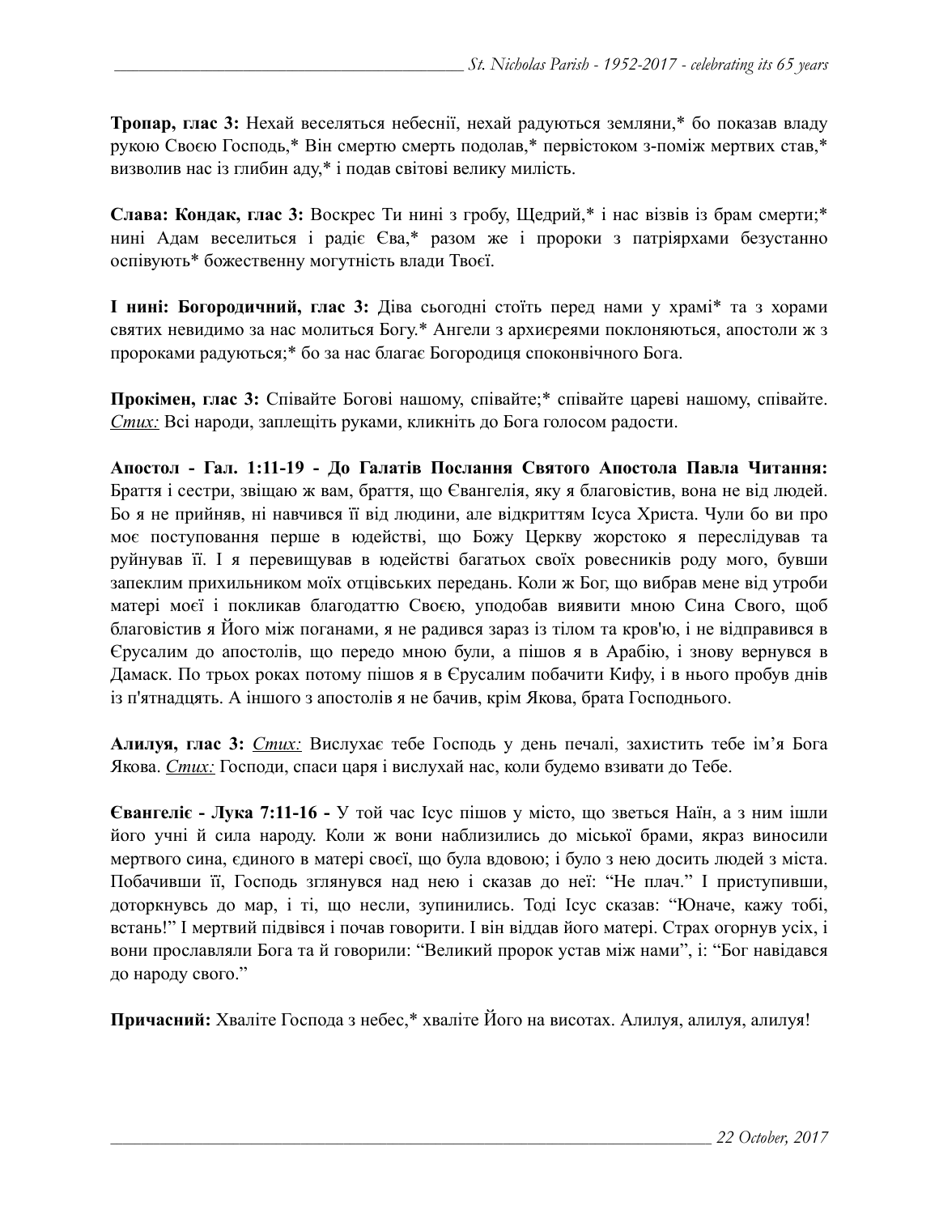**Тропар, глас 3:** Нехай веселяться небеснії, нехай радуються земляни,* бо показав владу рукою Своєю Господь,* Він смертю смерть подолав,* первістоком з-поміж мертвих став,* визволив нас із глибин аду,* і подав світові велику милість.

**Слава: Кондак, глас 3:** Воскрес Ти нині з гробу, Щедрий,* і нас візвів із брам смерти;* нині Адам веселиться і радіє Єва,* разом же і пророки з патріярхами безустанно оспівують* божественну могутність влади Твоєї.

**І нині: Богородичний, глас 3:** Діва сьогодні стоїть перед нами у храмі* та з хорами святих невидимо за нас молиться Богу.* Ангели з архиєреями поклоняються, апостоли ж з пророками радуються;* бо за нас благає Богородиця споконвічного Бога.

**Прокімен, глас 3:** Співайте Богові нашому, співайте;* співайте цареві нашому, співайте. _Стих:_ Всі народи, заплещіть руками, кликніть до Бога голосом радости.

**Апостол - Гал. 1:11-19 - До Галатів Послання Святого Апостола Павла Читання:** Браття і сестри, звіщаю ж вам, браття, що Євангелія, яку я благовістив, вона не від людей. Бо я не прийняв, ні навчився її від людини, але відкриттям Ісуса Христа. Чули бо ви про моє поступування перше в юдействі, що Божу Церкву жорстоко я переслідував та руйнував її. І я перевищував в юдействі багатьох своїх ровесників роду мого, бувши запеклим прихильником моїх отцівських передань. Коли ж Бог, що вибрав мене від утроби матері моєї і покликав благодаттю Своєю, уподобав виявити мною Сина Свого, щоб благовістив я Його між поганами, я не радився зараз із тілом та кров'ю, і не відправився в Єрусалим до апостолів, що передо мною були, а пішов я в Арабію, і знову вернувся в Дамаск. По трьох роках потому пішов я в Єрусалим побачити Кифу, і в нього пробув днів із п'ятнадцять. А іншого з апостолів я не бачив, крім Якова, брата Господнього.

**Алилуя, глас 3:** _Стих:_ Вислухає тебе Господь у день печалі, захистить тебе ім'я Бога Якова. _Стих:_ Господи, спаси царя і вислухай нас, коли будемо взивати до Тебе.

**Євангеліє - Лука 7:11-16 -** У той час Ісус пішов у місто, що зветься Наїн, а з ним ішли його учні й сила народу. Коли ж вони наблизились до міської брами, якраз виносили мертвого сина, єдиного в матері своєї, що була вдовою; і було з нею досить людей з міста. Побачивши її, Господь зглянувся над нею і сказав до неї: "Не плач." І приступивши, доторкнувсь до мар, і ті, що несли, зупинились. Тоді Ісус сказав: "Юначе, кажу тобі, встань!" І мертвий підвівся і почав говорити. І він віддав його матері. Страх огорнув усіх, і вони прославляли Бога та й говорили: "Великий пророк устав між нами", і: "Бог навідався до народу свого."

**Причасний:** Хваліте Господа з небес,* хваліте Його на висотах. Алилуя, алилуя, алилуя!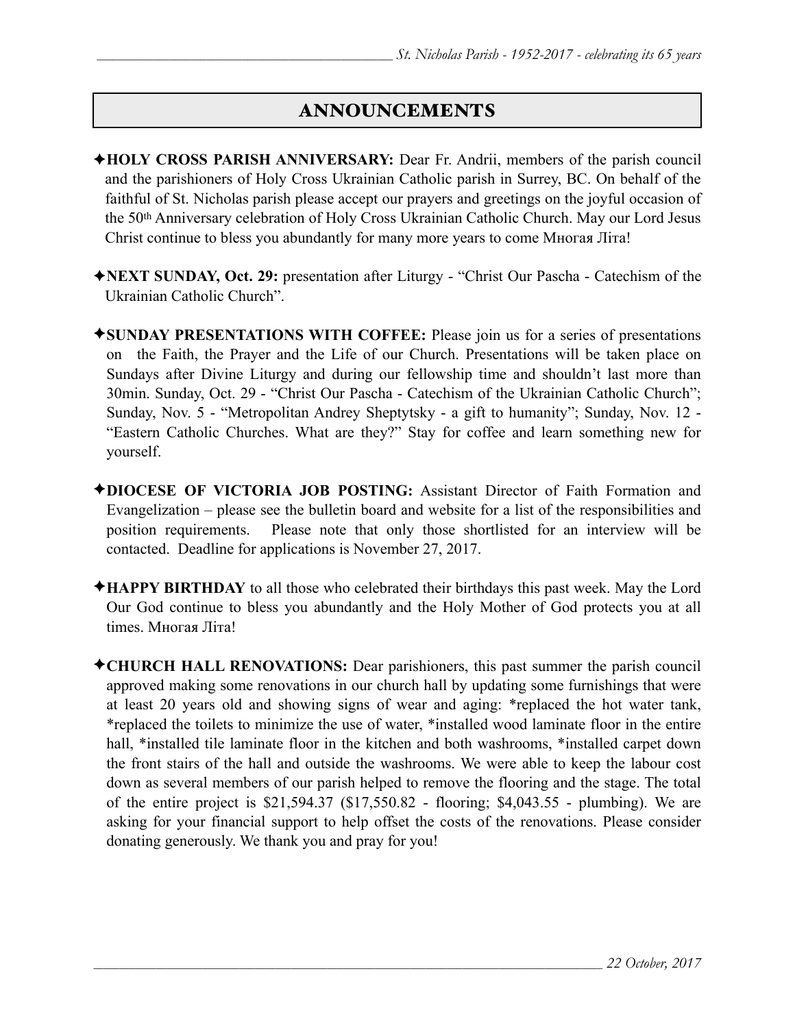## ANNOUNCEMENTS

✦**HOLY CROSS PARISH ANNIVERSARY:** Dear Fr. Andrii, members of the parish council and the parishioners of Holy Cross Ukrainian Catholic parish in Surrey, BC. On behalf of the faithful of St. Nicholas parish please accept our prayers and greetings on the joyful occasion of the 50th Anniversary celebration of Holy Cross Ukrainian Catholic Church. May our Lord Jesus Christ continue to bless you abundantly for many more years to come Многая Літа!

✦**NEXT SUNDAY, Oct. 29:** presentation after Liturgy - "Christ Our Pascha - Catechism of the Ukrainian Catholic Church".

✦**SUNDAY PRESENTATIONS WITH COFFEE:** Please join us for a series of presentations on the Faith, the Prayer and the Life of our Church. Presentations will be taken place on Sundays after Divine Liturgy and during our fellowship time and shouldn't last more than 30min. Sunday, Oct. 29 - "Christ Our Pascha - Catechism of the Ukrainian Catholic Church"; Sunday, Nov. 5 - "Metropolitan Andrey Sheptytsky - a gift to humanity"; Sunday, Nov. 12 - "Eastern Catholic Churches. What are they?" Stay for coffee and learn something new for yourself.

✦**DIOCESE OF VICTORIA JOB POSTING:** Assistant Director of Faith Formation and Evangelization – please see the bulletin board and website for a list of the responsibilities and position requirements. Please note that only those shortlisted for an interview will be contacted. Deadline for applications is November 27, 2017.

✦**HAPPY BIRTHDAY** to all those who celebrated their birthdays this past week. May the Lord Our God continue to bless you abundantly and the Holy Mother of God protects you at all times. Многая Літа!

✦**CHURCH HALL RENOVATIONS:** Dear parishioners, this past summer the parish council approved making some renovations in our church hall by updating some furnishings that were at least 20 years old and showing signs of wear and aging: *replaced the hot water tank, *replaced the toilets to minimize the use of water, *installed wood laminate floor in the entire hall, *installed tile laminate floor in the kitchen and both washrooms, *installed carpet down the front stairs of the hall and outside the washrooms. We were able to keep the labour cost down as several members of our parish helped to remove the flooring and the stage. The total of the entire project is $21,594.37 ($17,550.82 - flooring; $4,043.55 - plumbing). We are asking for your financial support to help offset the costs of the renovations. Please consider donating generously. We thank you and pray for you!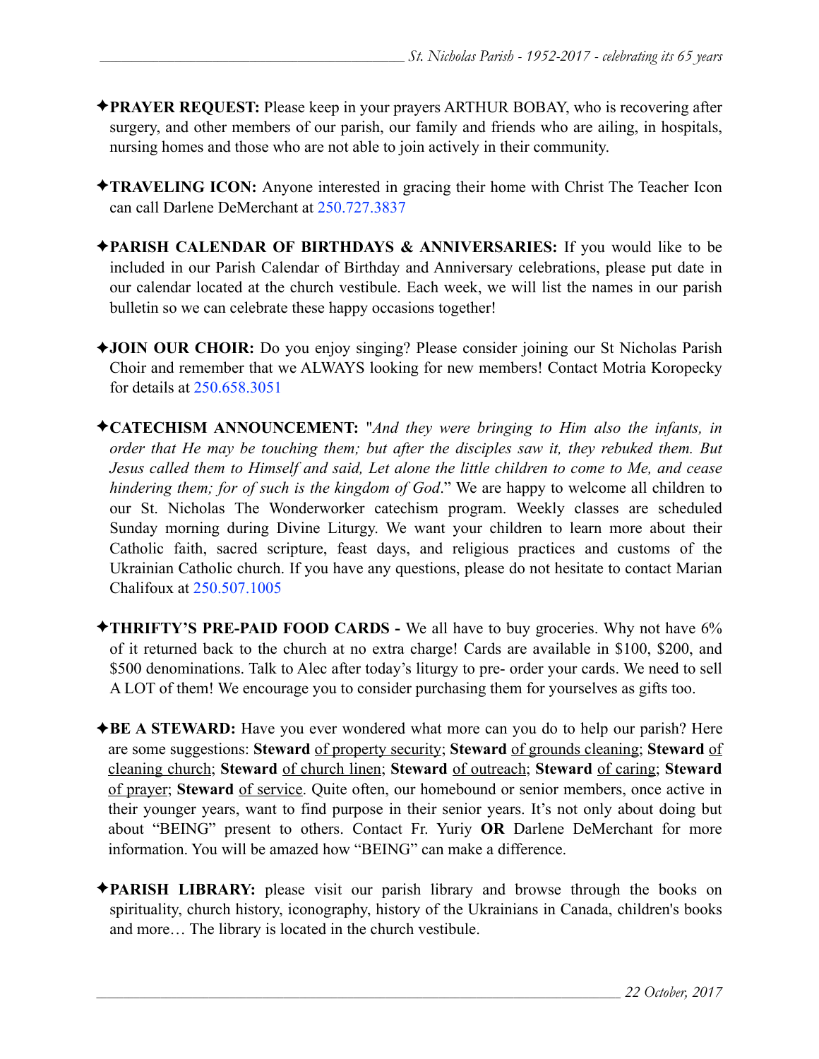✦**PRAYER REQUEST:** Please keep in your prayers ARTHUR BOBAY, who is recovering after surgery, and other members of our parish, our family and friends who are ailing, in hospitals, nursing homes and those who are not able to join actively in their community.

✦**TRAVELING ICON:** Anyone interested in gracing their home with Christ The Teacher Icon can call Darlene DeMerchant at 250.727.3837

✦**PARISH CALENDAR OF BIRTHDAYS & ANNIVERSARIES:** If you would like to be included in our Parish Calendar of Birthday and Anniversary celebrations, please put date in our calendar located at the church vestibule. Each week, we will list the names in our parish bulletin so we can celebrate these happy occasions together!

✦**JOIN OUR CHOIR:** Do you enjoy singing? Please consider joining our St Nicholas Parish Choir and remember that we ALWAYS looking for new members! Contact Motria Koropecky for details at 250.658.3051

✦**CATECHISM ANNOUNCEMENT:** "*And they were bringing to Him also the infants, in order that He may be touching them; but after the disciples saw it, they rebuked them. But Jesus called them to Himself and said, Let alone the little children to come to Me, and cease hindering them; for of such is the kingdom of God*." We are happy to welcome all children to our St. Nicholas The Wonderworker catechism program. Weekly classes are scheduled Sunday morning during Divine Liturgy. We want your children to learn more about their Catholic faith, sacred scripture, feast days, and religious practices and customs of the Ukrainian Catholic church. If you have any questions, please do not hesitate to contact Marian Chalifoux at 250.507.1005

✦**THRIFTY'S PRE-PAID FOOD CARDS -** We all have to buy groceries. Why not have 6% of it returned back to the church at no extra charge! Cards are available in $100, $200, and $500 denominations. Talk to Alec after today's liturgy to pre- order your cards. We need to sell A LOT of them! We encourage you to consider purchasing them for yourselves as gifts too.

✦**BE A STEWARD:** Have you ever wondered what more can you do to help our parish? Here are some suggestions: **Steward** <u>of property security</u>; **Steward** <u>of grounds cleaning</u>; **Steward** <u>of cleaning church</u>; **Steward** <u>of church linen</u>; **Steward** <u>of outreach</u>; **Steward** <u>of caring</u>; **Steward** <u>of prayer</u>; **Steward** <u>of service</u>. Quite often, our homebound or senior members, once active in their younger years, want to find purpose in their senior years. It's not only about doing but about "BEING" present to others. Contact Fr. Yuriy **OR** Darlene DeMerchant for more information. You will be amazed how "BEING" can make a difference.

✦**PARISH LIBRARY:** please visit our parish library and browse through the books on spirituality, church history, iconography, history of the Ukrainians in Canada, children's books and more… The library is located in the church vestibule.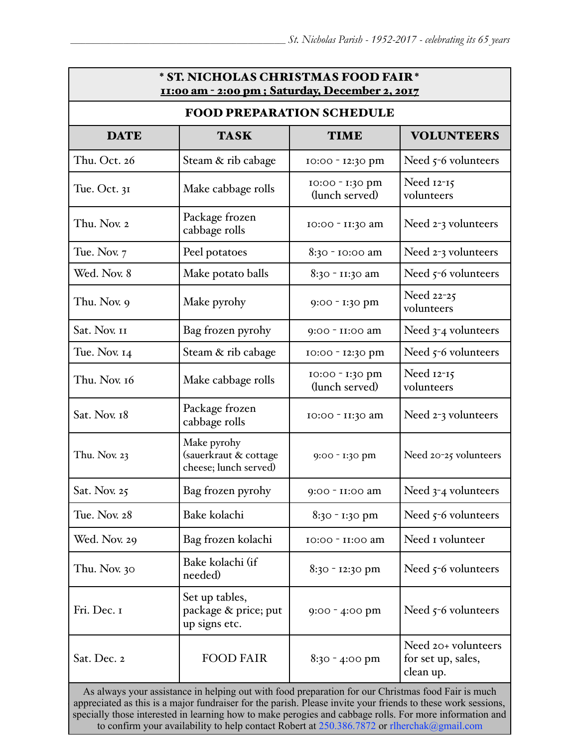## * ST. NICHOLAS CHRISTMAS FOOD FAIR *

**11:00 am - 2:00 pm ; Saturday, December 2, 2017**

### FOOD PREPARATION SCHEDULE

| DATE | TASK | TIME | VOLUNTEERS |
|---|---|---|---|
| Thu. Oct. 26 | Steam & rib cabage | 10:00 - 12:30 pm | Need 5-6 volunteers |
| Tue. Oct. 31 | Make cabbage rolls | 10:00 - 1:30 pm (lunch served) | Need 12-15 volunteers |
| Thu. Nov. 2 | Package frozen cabbage rolls | 10:00 - 11:30 am | Need 2-3 volunteers |
| Tue. Nov. 7 | Peel potatoes | 8:30 - 10:00 am | Need 2-3 volunteers |
| Wed. Nov. 8 | Make potato balls | 8:30 - 11:30 am | Need 5-6 volunteers |
| Thu. Nov. 9 | Make pyrohy | 9:00 - 1:30 pm | Need 22-25 volunteers |
| Sat. Nov. 11 | Bag frozen pyrohy | 9:00 - 11:00 am | Need 3-4 volunteers |
| Tue. Nov. 14 | Steam & rib cabage | 10:00 - 12:30 pm | Need 5-6 volunteers |
| Thu. Nov. 16 | Make cabbage rolls | 10:00 - 1:30 pm (lunch served) | Need 12-15 volunteers |
| Sat. Nov. 18 | Package frozen cabbage rolls | 10:00 - 11:30 am | Need 2-3 volunteers |
| Thu. Nov. 23 | Make pyrohy (sauerkraut & cottage cheese; lunch served) | 9:00 - 1:30 pm | Need 20-25 volunteers |
| Sat. Nov. 25 | Bag frozen pyrohy | 9:00 - 11:00 am | Need 3-4 volunteers |
| Tue. Nov. 28 | Bake kolachi | 8:30 - 1:30 pm | Need 5-6 volunteers |
| Wed. Nov. 29 | Bag frozen kolachi | 10:00 - 11:00 am | Need 1 volunteer |
| Thu. Nov. 30 | Bake kolachi (if needed) | 8:30 - 12:30 pm | Need 5-6 volunteers |
| Fri. Dec. 1 | Set up tables, package & price; put up signs etc. | 9:00 - 4:00 pm | Need 5-6 volunteers |
| Sat. Dec. 2 | FOOD FAIR | 8:30 - 4:00 pm | Need 20+ volunteers for set up, sales, clean up. |

As always your assistance in helping out with food preparation for our Christmas food Fair is much appreciated as this is a major fundraiser for the parish. Please invite your friends to these work sessions, specially those interested in learning how to make perogies and cabbage rolls. For more information and to confirm your availability to help contact Robert at 250.386.7872 or rlherchak@gmail.com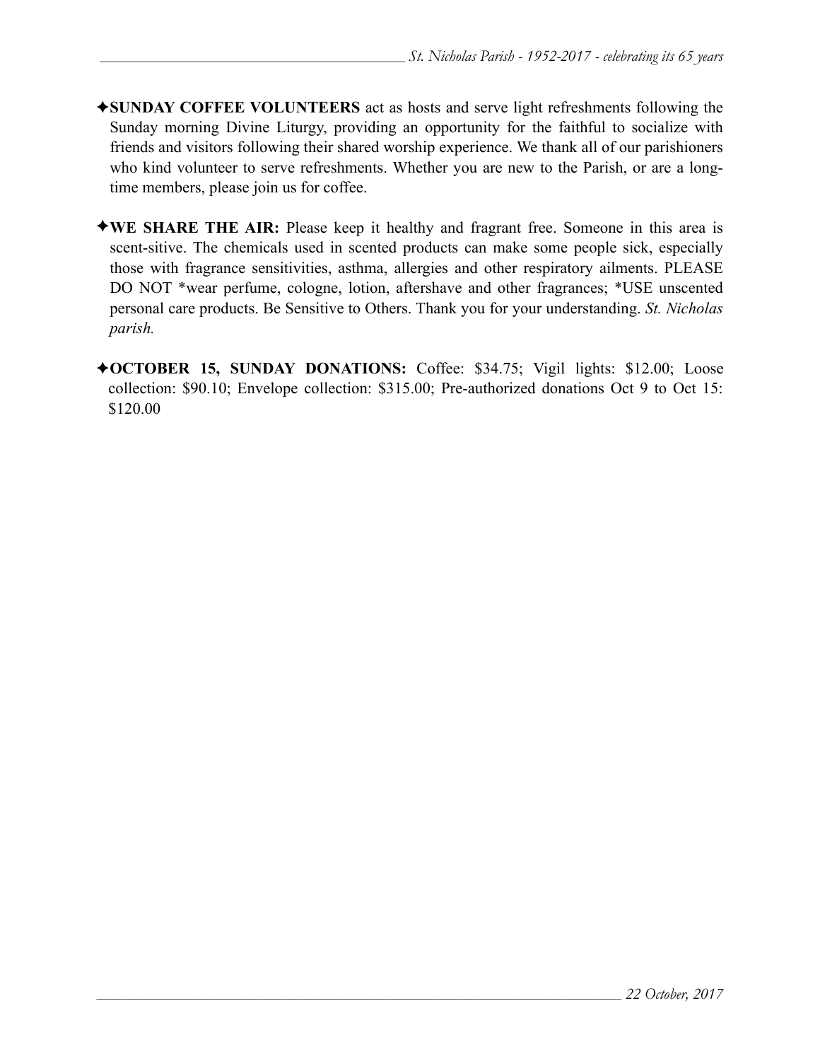✦**SUNDAY COFFEE VOLUNTEERS** act as hosts and serve light refreshments following the Sunday morning Divine Liturgy, providing an opportunity for the faithful to socialize with friends and visitors following their shared worship experience. We thank all of our parishioners who kind volunteer to serve refreshments. Whether you are new to the Parish, or are a long-time members, please join us for coffee.

✦**WE SHARE THE AIR:** Please keep it healthy and fragrant free. Someone in this area is scent-sitive. The chemicals used in scented products can make some people sick, especially those with fragrance sensitivities, asthma, allergies and other respiratory ailments. PLEASE DO NOT *wear perfume, cologne, lotion, aftershave and other fragrances; *USE unscented personal care products. Be Sensitive to Others. Thank you for your understanding. *St. Nicholas parish.*

✦**OCTOBER 15, SUNDAY DONATIONS:** Coffee: $34.75; Vigil lights: $12.00; Loose collection: $90.10; Envelope collection: $315.00; Pre-authorized donations Oct 9 to Oct 15: $120.00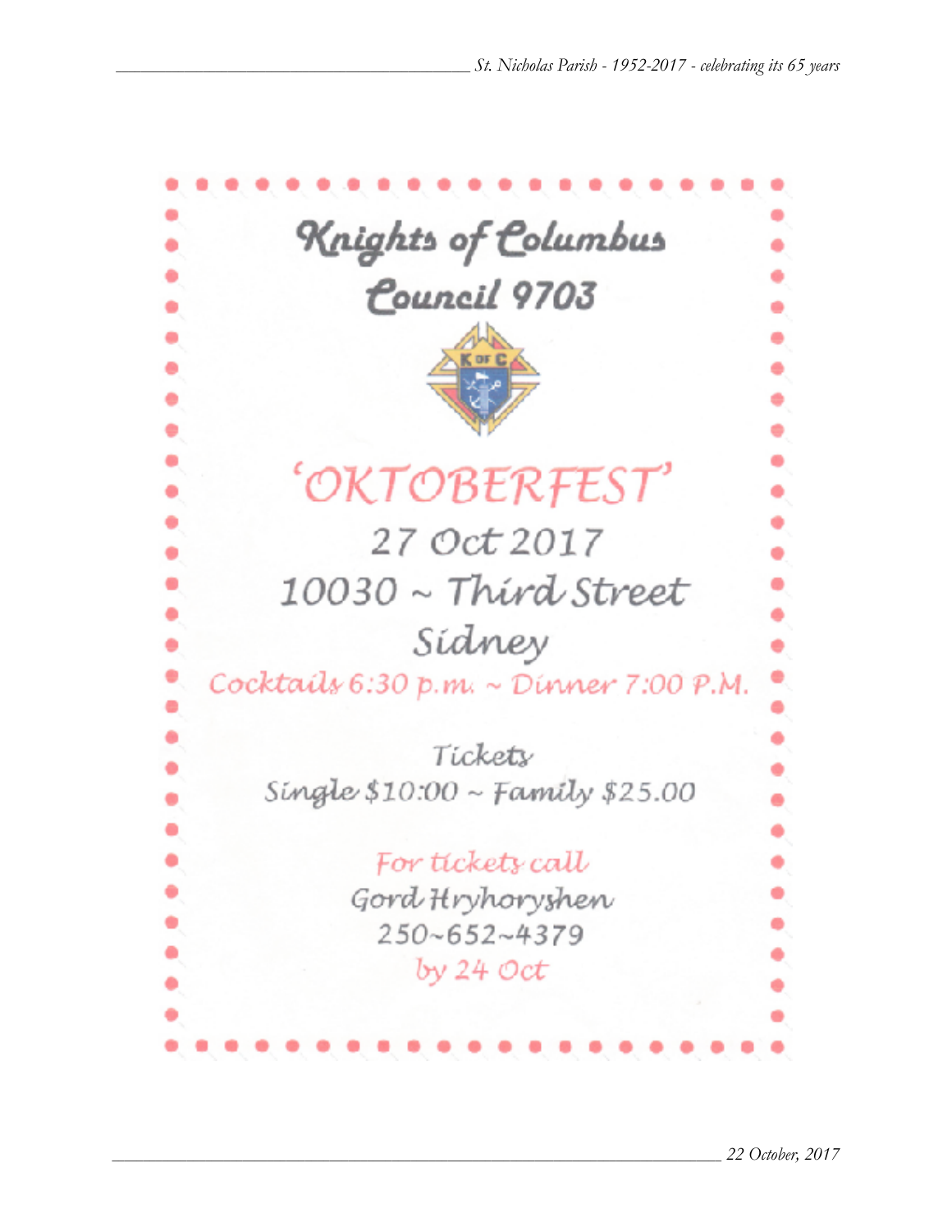# Knights of Columbus Council 9703

## 'OKTOBERFEST'

27 Oct 2017

10030 ~ Third Street

Sidney

Cocktails 6:30 p.m. ~ Dinner 7:00 P.M.

Tickets

Single $10:00 ~ Family $25.00

For tickets call

Gord Hryhoryshen

250~652~4379

by 24 Oct